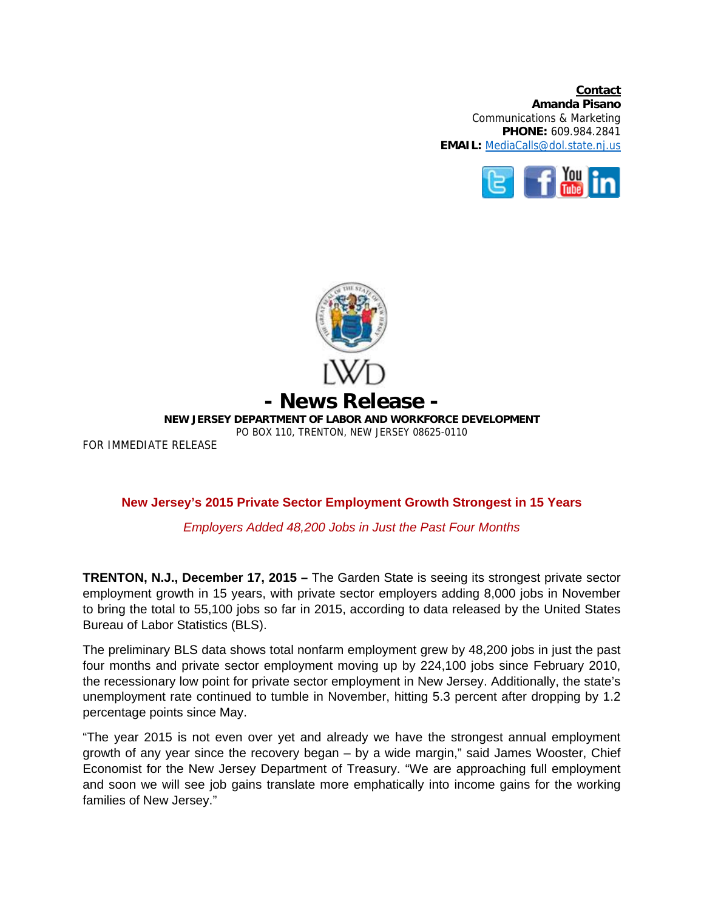**Contact**
**Amanda Pisano**
Communications & Marketing
**PHONE:** 609.984.2841
**EMAIL:** MediaCalls@dol.state.nj.us

LWD

# - News Release -

**NEW JERSEY DEPARTMENT OF LABOR AND WORKFORCE DEVELOPMENT**
PO BOX 110, TRENTON, NEW JERSEY 08625-0110

FOR IMMEDIATE RELEASE

## New Jersey's 2015 Private Sector Employment Growth Strongest in 15 Years

*Employers Added 48,200 Jobs in Just the Past Four Months*

**TRENTON, N.J., December 17, 2015 –** The Garden State is seeing its strongest private sector employment growth in 15 years, with private sector employers adding 8,000 jobs in November to bring the total to 55,100 jobs so far in 2015, according to data released by the United States Bureau of Labor Statistics (BLS).

The preliminary BLS data shows total nonfarm employment grew by 48,200 jobs in just the past four months and private sector employment moving up by 224,100 jobs since February 2010, the recessionary low point for private sector employment in New Jersey. Additionally, the state's unemployment rate continued to tumble in November, hitting 5.3 percent after dropping by 1.2 percentage points since May.

"The year 2015 is not even over yet and already we have the strongest annual employment growth of any year since the recovery began – by a wide margin," said James Wooster, Chief Economist for the New Jersey Department of Treasury. "We are approaching full employment and soon we will see job gains translate more emphatically into income gains for the working families of New Jersey."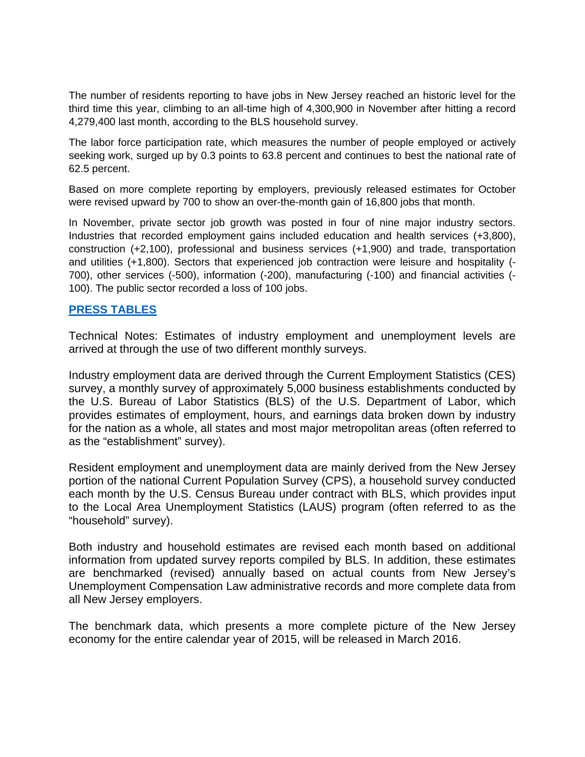The number of residents reporting to have jobs in New Jersey reached an historic level for the third time this year, climbing to an all-time high of 4,300,900 in November after hitting a record 4,279,400 last month, according to the BLS household survey.

The labor force participation rate, which measures the number of people employed or actively seeking work, surged up by 0.3 points to 63.8 percent and continues to best the national rate of 62.5 percent.

Based on more complete reporting by employers, previously released estimates for October were revised upward by 700 to show an over-the-month gain of 16,800 jobs that month.

In November, private sector job growth was posted in four of nine major industry sectors. Industries that recorded employment gains included education and health services (+3,800), construction (+2,100), professional and business services (+1,900) and trade, transportation and utilities (+1,800). Sectors that experienced job contraction were leisure and hospitality (-700), other services (-500), information (-200), manufacturing (-100) and financial activities (-100). The public sector recorded a loss of 100 jobs.

**PRESS TABLES**

Technical Notes: Estimates of industry employment and unemployment levels are arrived at through the use of two different monthly surveys.

Industry employment data are derived through the Current Employment Statistics (CES) survey, a monthly survey of approximately 5,000 business establishments conducted by the U.S. Bureau of Labor Statistics (BLS) of the U.S. Department of Labor, which provides estimates of employment, hours, and earnings data broken down by industry for the nation as a whole, all states and most major metropolitan areas (often referred to as the "establishment" survey).

Resident employment and unemployment data are mainly derived from the New Jersey portion of the national Current Population Survey (CPS), a household survey conducted each month by the U.S. Census Bureau under contract with BLS, which provides input to the Local Area Unemployment Statistics (LAUS) program (often referred to as the "household" survey).

Both industry and household estimates are revised each month based on additional information from updated survey reports compiled by BLS. In addition, these estimates are benchmarked (revised) annually based on actual counts from New Jersey's Unemployment Compensation Law administrative records and more complete data from all New Jersey employers.

The benchmark data, which presents a more complete picture of the New Jersey economy for the entire calendar year of 2015, will be released in March 2016.